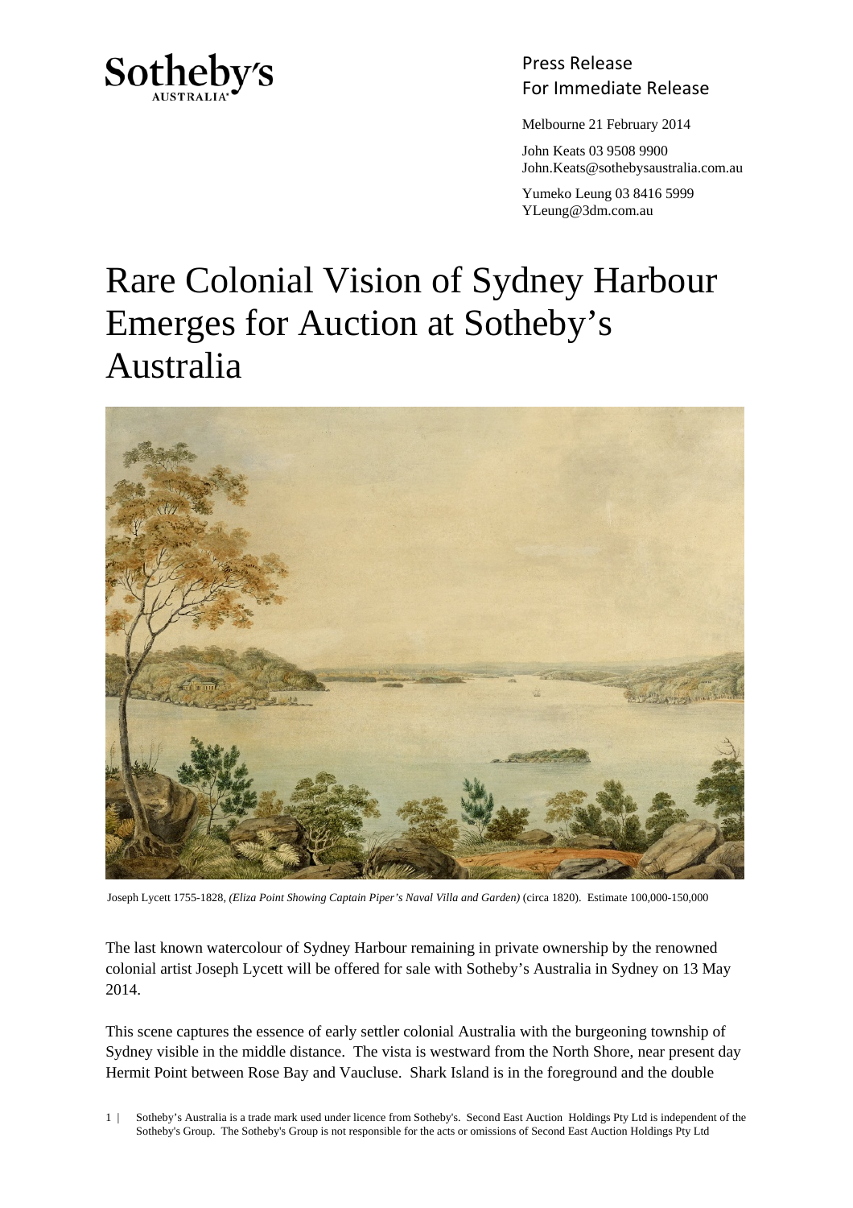Sotheby's
AUSTRALIA

Press Release
For Immediate Release

Melbourne 21 February 2014

John Keats 03 9508 9900
John.Keats@sothebysaustralia.com.au

Yumeko Leung 03 8416 5999
YLeung@3dm.com.au

# Rare Colonial Vision of Sydney Harbour Emerges for Auction at Sotheby's Australia

Joseph Lycett 1755-1828, *(Eliza Point Showing Captain Piper's Naval Villa and Garden)* (circa 1820). Estimate 100,000-150,000

The last known watercolour of Sydney Harbour remaining in private ownership by the renowned colonial artist Joseph Lycett will be offered for sale with Sotheby's Australia in Sydney on 13 May 2014.

This scene captures the essence of early settler colonial Australia with the burgeoning township of Sydney visible in the middle distance. The vista is westward from the North Shore, near present day Hermit Point between Rose Bay and Vaucluse. Shark Island is in the foreground and the double

Sotheby's Australia is a trade mark used under licence from Sotheby's. Second East Auction Holdings Pty Ltd is independent of the Sotheby's Group. The Sotheby's Group is not responsible for the acts or omissions of Second East Auction Holdings Pty Ltd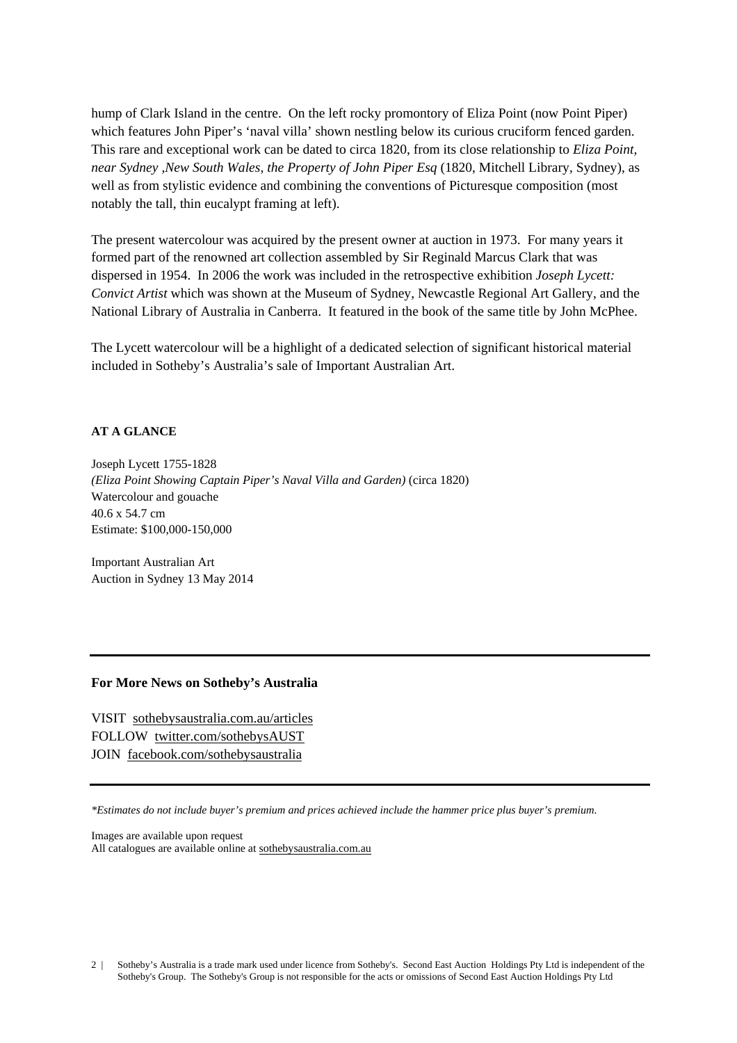hump of Clark Island in the centre. On the left rocky promontory of Eliza Point (now Point Piper) which features John Piper's 'naval villa' shown nestling below its curious cruciform fenced garden. This rare and exceptional work can be dated to circa 1820, from its close relationship to *Eliza Point, near Sydney ,New South Wales, the Property of John Piper Esq* (1820, Mitchell Library, Sydney), as well as from stylistic evidence and combining the conventions of Picturesque composition (most notably the tall, thin eucalypt framing at left).

The present watercolour was acquired by the present owner at auction in 1973. For many years it formed part of the renowned art collection assembled by Sir Reginald Marcus Clark that was dispersed in 1954. In 2006 the work was included in the retrospective exhibition *Joseph Lycett: Convict Artist* which was shown at the Museum of Sydney, Newcastle Regional Art Gallery, and the National Library of Australia in Canberra. It featured in the book of the same title by John McPhee.

The Lycett watercolour will be a highlight of a dedicated selection of significant historical material included in Sotheby's Australia's sale of Important Australian Art.

**AT A GLANCE**

Joseph Lycett 1755-1828
*(Eliza Point Showing Captain Piper's Naval Villa and Garden)* (circa 1820)
Watercolour and gouache
40.6 x 54.7 cm
Estimate: $100,000-150,000

Important Australian Art
Auction in Sydney 13 May 2014

---

**For More News on Sotheby's Australia**

VISIT sothebysaustralia.com.au/articles
FOLLOW twitter.com/sothebysAUST
JOIN facebook.com/sothebysaustralia

---

*\*Estimates do not include buyer's premium and prices achieved include the hammer price plus buyer's premium.*

Images are available upon request
All catalogues are available online at sothebysaustralia.com.au

Sotheby's Australia is a trade mark used under licence from Sotheby's. Second East Auction Holdings Pty Ltd is independent of the Sotheby's Group. The Sotheby's Group is not responsible for the acts or omissions of Second East Auction Holdings Pty Ltd